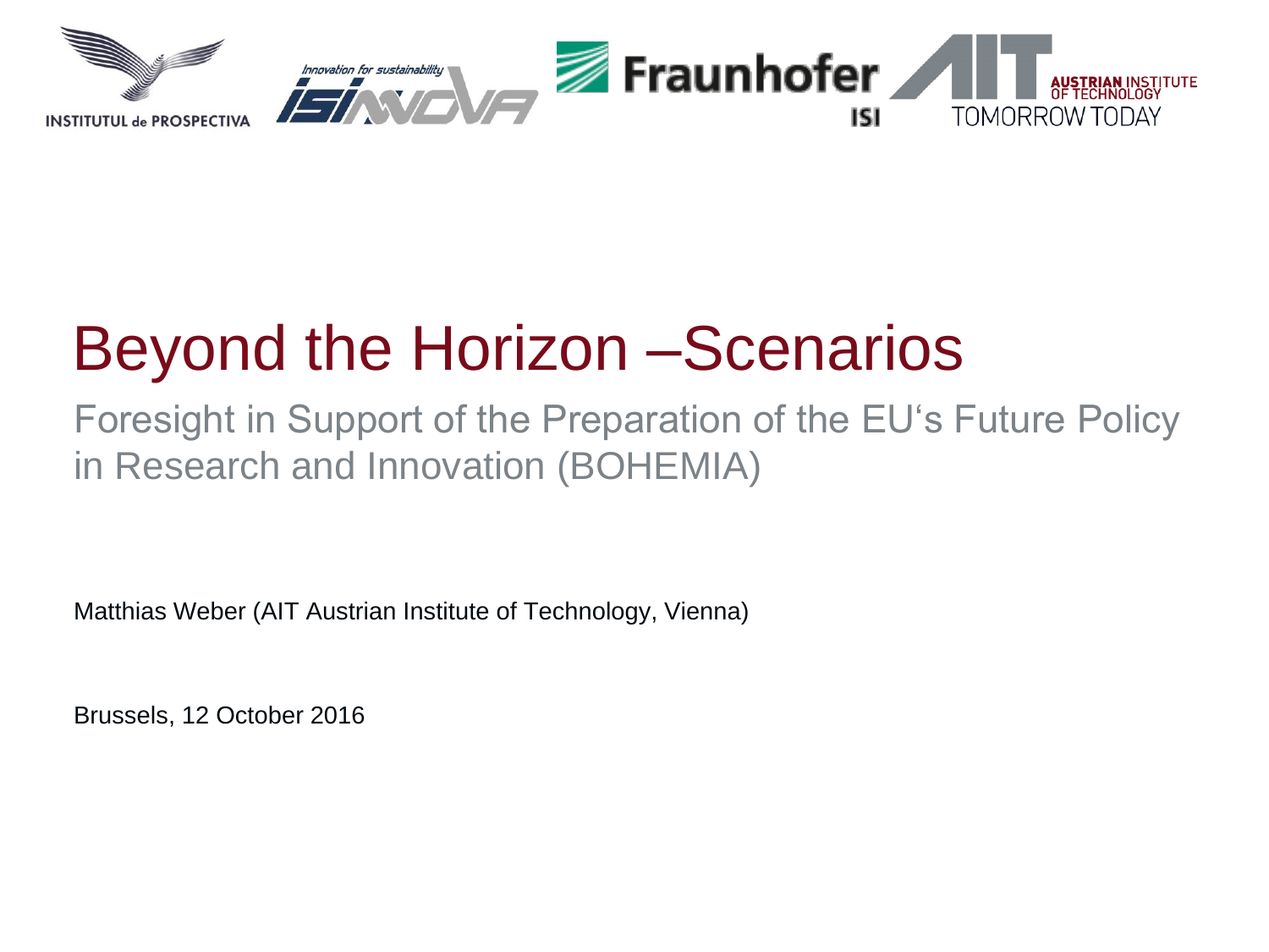INSTITUTUL de PROSPECTIVA

Innovation for sustainability ISINNOVA

Fraunhofer ISI

AIT AUSTRIAN INSTITUTE OF TECHNOLOGY TOMORROW TODAY

# Beyond the Horizon –Scenarios

## Foresight in Support of the Preparation of the EU‘s Future Policy in Research and Innovation (BOHEMIA)

Matthias Weber (AIT Austrian Institute of Technology, Vienna)

Brussels, 12 October 2016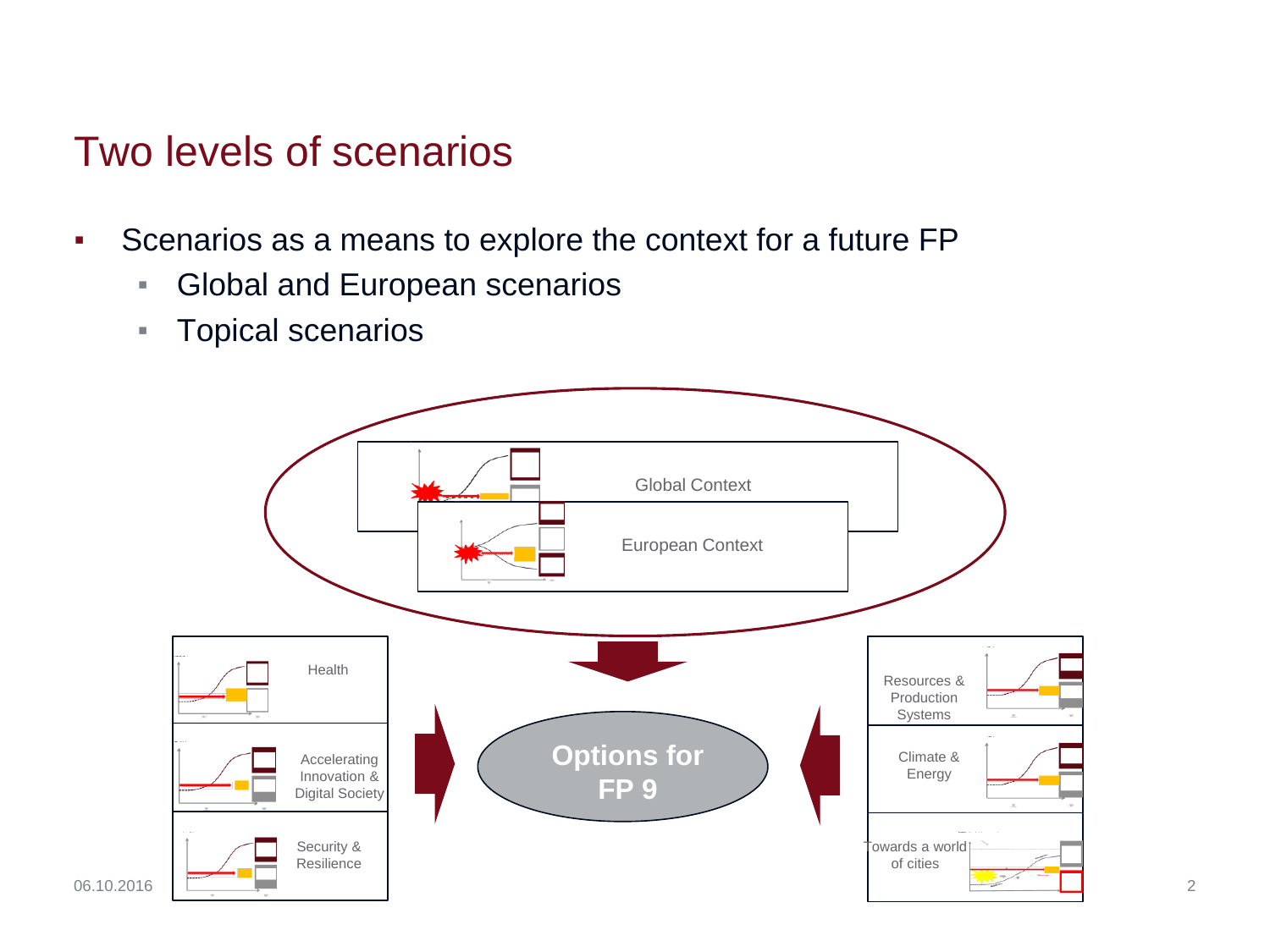# Two levels of scenarios

- Scenarios as a means to explore the context for a future FP
  - Global and European scenarios
  - Topical scenarios

Global Context

European Context

Health

Accelerating Innovation & Digital Society

Security & Resilience

Options for FP 9

Resources & Production Systems

Climate & Energy

Towards a world of cities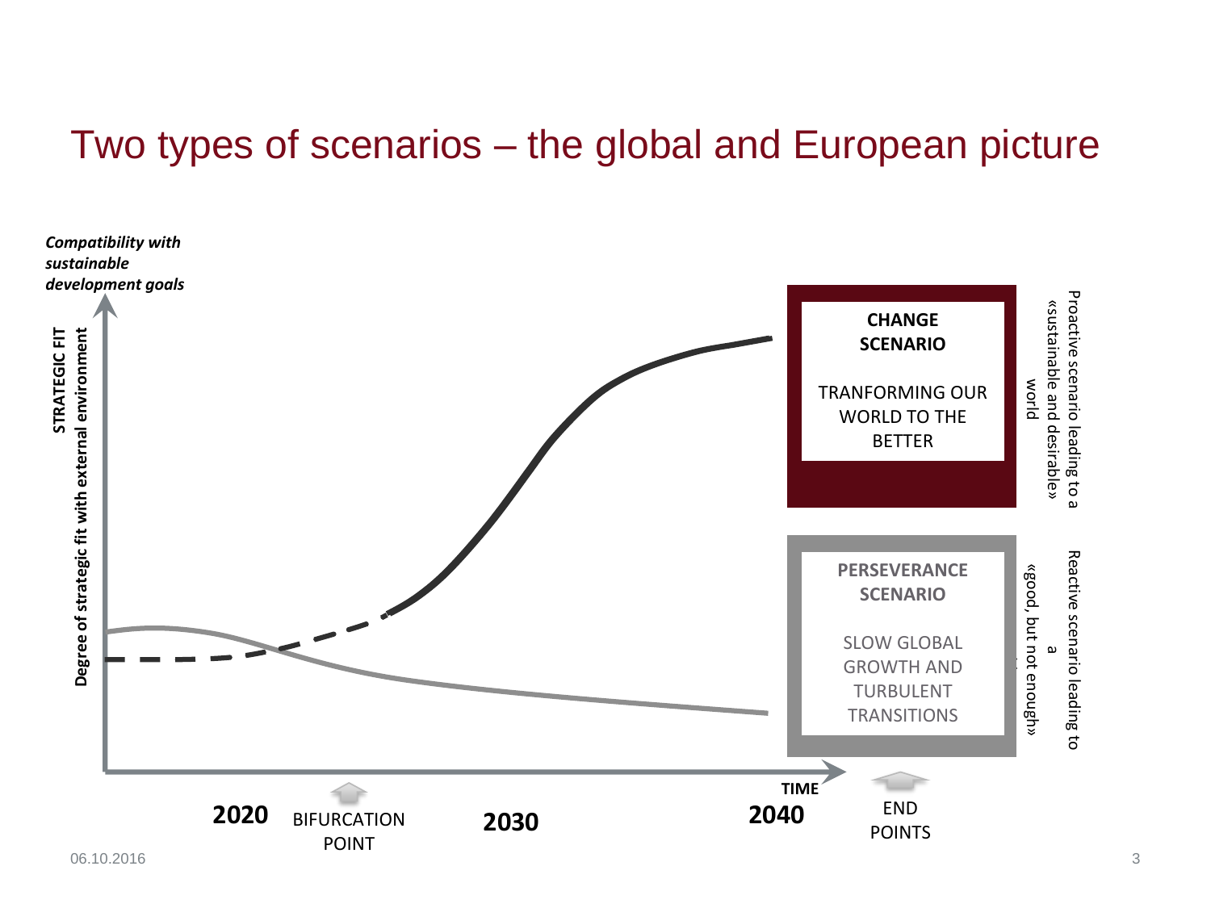# Two types of scenarios – the global and European picture

*Compatibility with sustainable development goals*

**STRATEGIC FIT**

**Degree of strategic fit with external environment**

**CHANGE SCENARIO**

TRANFORMING OUR WORLD TO THE BETTER

Proactive scenario leading to a «sustainable and desirable» world

**PERSEVERANCE SCENARIO**

SLOW GLOBAL GROWTH AND TURBULENT TRANSITIONS

Reactive scenario leading to a «good, but not enough»

**TIME**

**2020** BIFURCATION POINT **2030** **2040** END POINTS

06.10.2016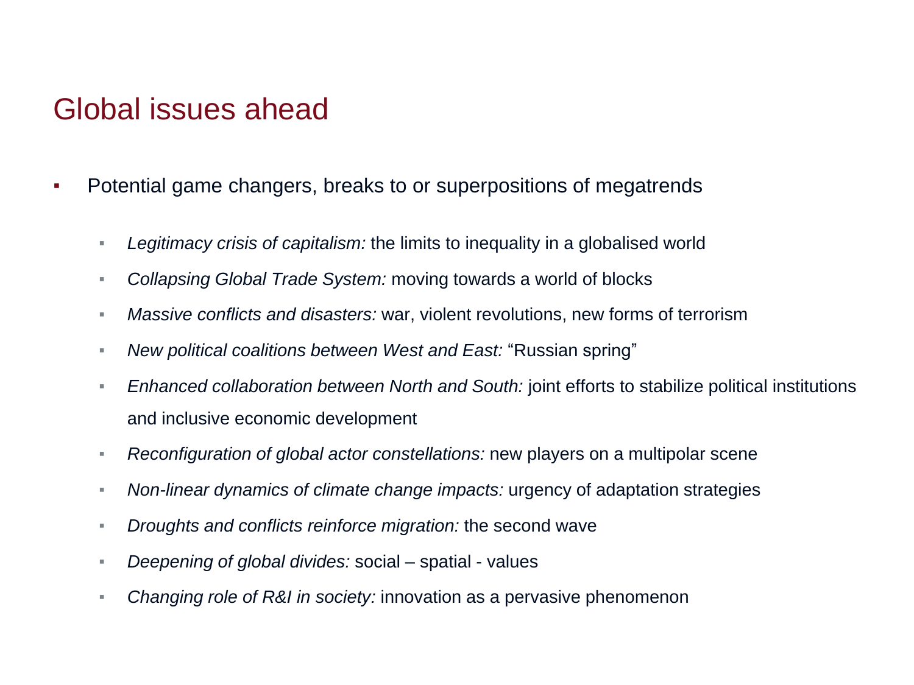# Global issues ahead

- Potential game changers, breaks to or superpositions of megatrends
  - *Legitimacy crisis of capitalism:* the limits to inequality in a globalised world
  - *Collapsing Global Trade System:* moving towards a world of blocks
  - *Massive conflicts and disasters:* war, violent revolutions, new forms of terrorism
  - *New political coalitions between West and East:* "Russian spring"
  - *Enhanced collaboration between North and South:* joint efforts to stabilize political institutions and inclusive economic development
  - *Reconfiguration of global actor constellations:* new players on a multipolar scene
  - *Non-linear dynamics of climate change impacts:* urgency of adaptation strategies
  - *Droughts and conflicts reinforce migration:* the second wave
  - *Deepening of global divides:* social – spatial - values
  - *Changing role of R&I in society:* innovation as a pervasive phenomenon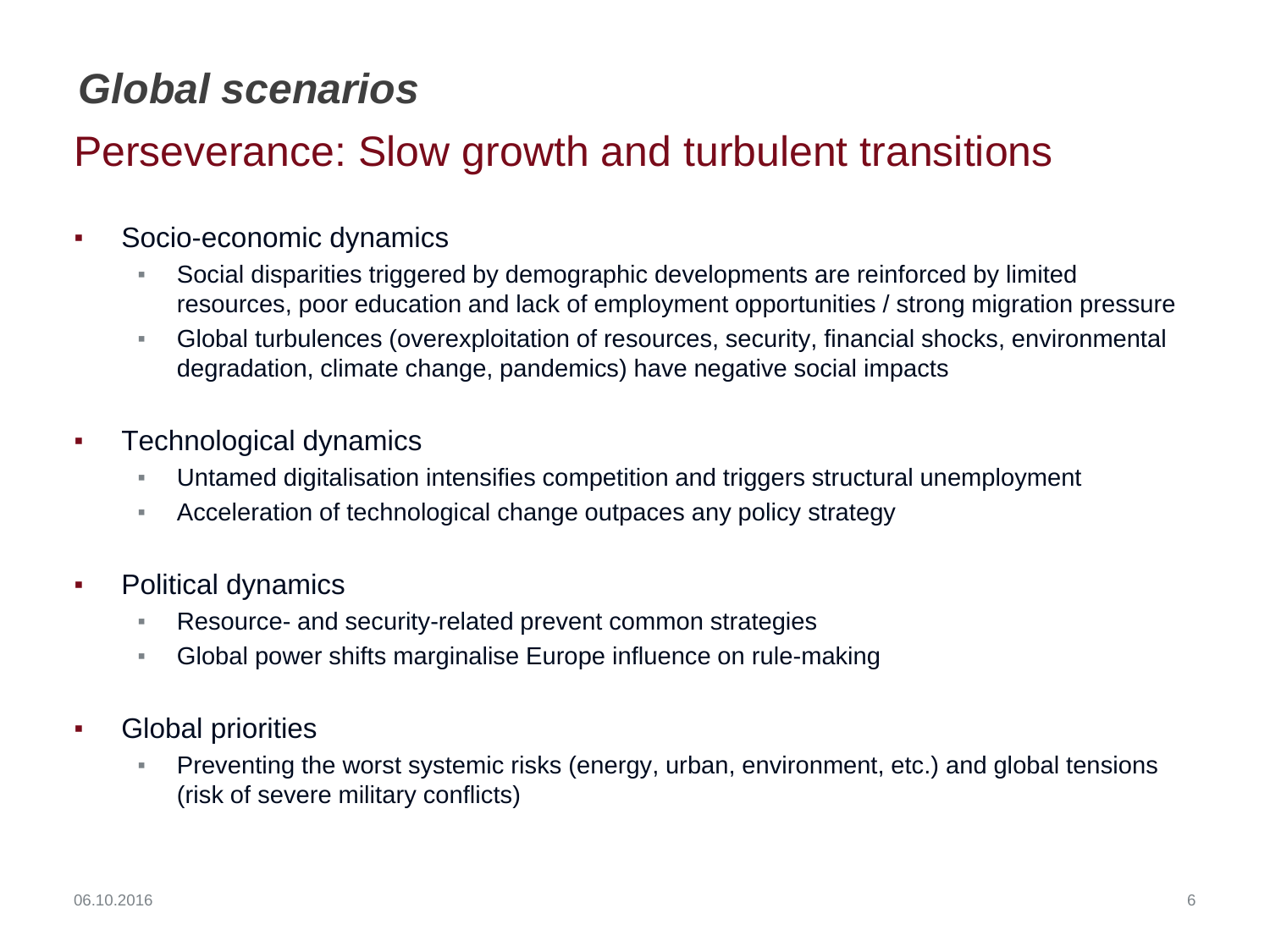# *Global scenarios*

## Perseverance: Slow growth and turbulent transitions

- Socio-economic dynamics
  - Social disparities triggered by demographic developments are reinforced by limited resources, poor education and lack of employment opportunities / strong migration pressure
  - Global turbulences (overexploitation of resources, security, financial shocks, environmental degradation, climate change, pandemics) have negative social impacts

- Technological dynamics
  - Untamed digitalisation intensifies competition and triggers structural unemployment
  - Acceleration of technological change outpaces any policy strategy

- Political dynamics
  - Resource- and security-related prevent common strategies
  - Global power shifts marginalise Europe influence on rule-making

- Global priorities
  - Preventing the worst systemic risks (energy, urban, environment, etc.) and global tensions (risk of severe military conflicts)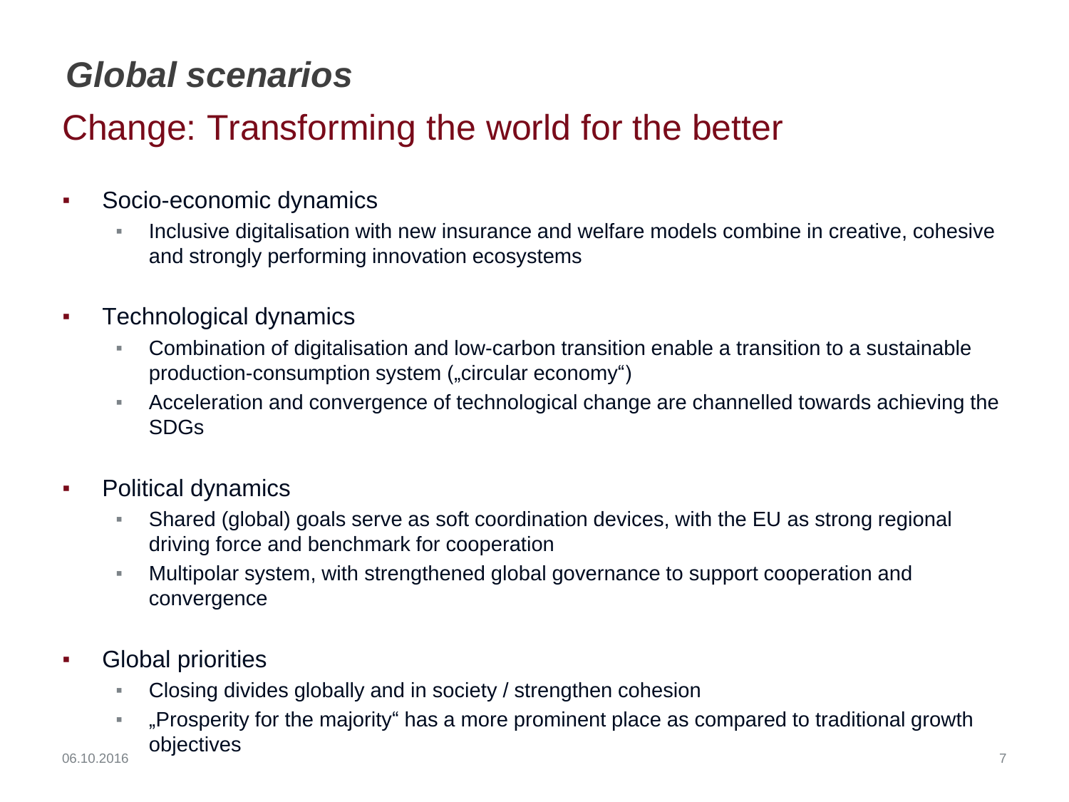# *Global scenarios*

## Change: Transforming the world for the better

- Socio-economic dynamics
  - Inclusive digitalisation with new insurance and welfare models combine in creative, cohesive and strongly performing innovation ecosystems
- Technological dynamics
  - Combination of digitalisation and low-carbon transition enable a transition to a sustainable production-consumption system („circular economy")
  - Acceleration and convergence of technological change are channelled towards achieving the SDGs
- Political dynamics
  - Shared (global) goals serve as soft coordination devices, with the EU as strong regional driving force and benchmark for cooperation
  - Multipolar system, with strengthened global governance to support cooperation and convergence
- Global priorities
  - Closing divides globally and in society / strengthen cohesion
  - „Prosperity for the majority" has a more prominent place as compared to traditional growth objectives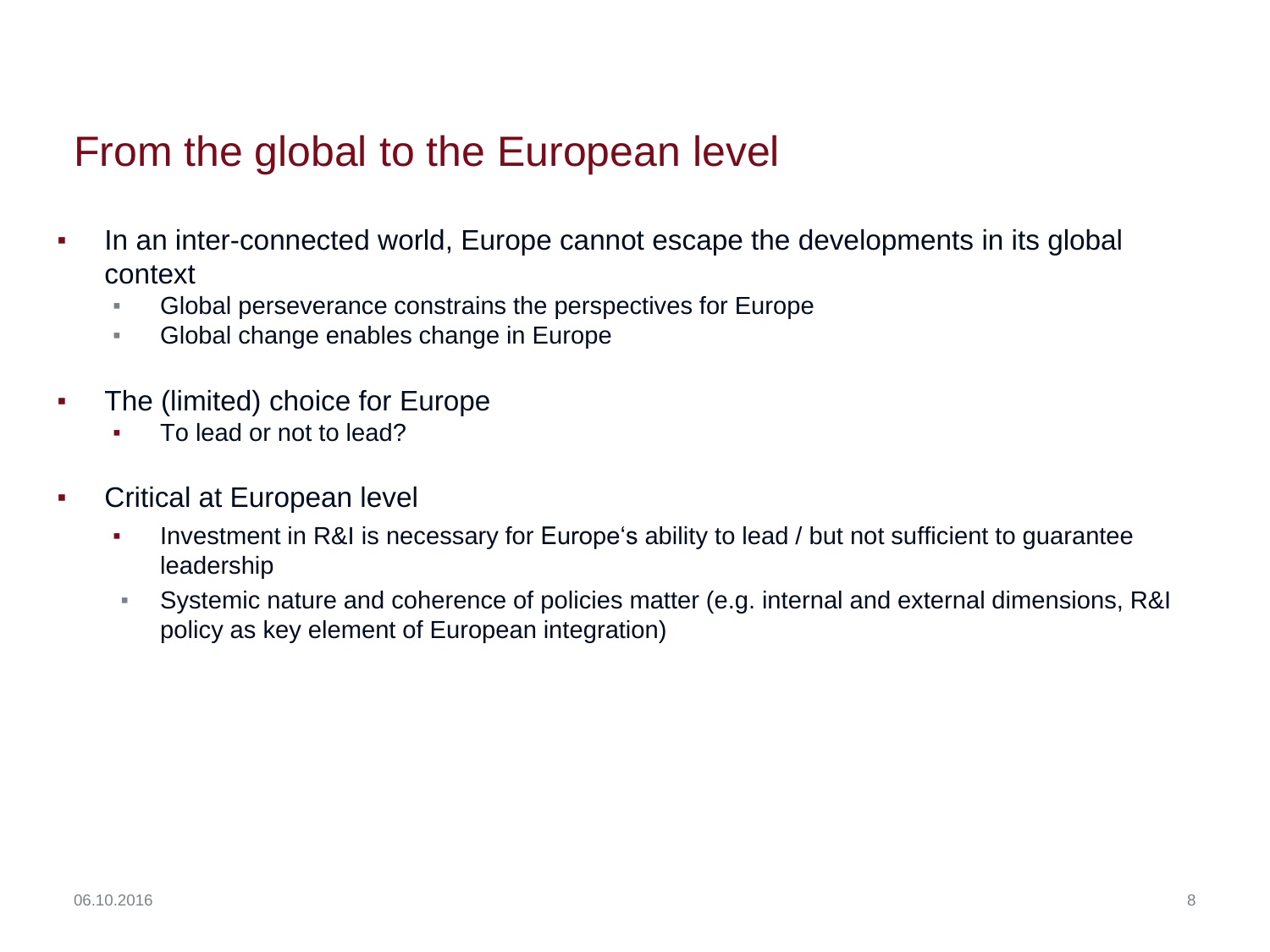# From the global to the European level

- In an inter-connected world, Europe cannot escape the developments in its global context
  - Global perseverance constrains the perspectives for Europe
  - Global change enables change in Europe
- The (limited) choice for Europe
  - To lead or not to lead?
- Critical at European level
  - Investment in R&I is necessary for Europe's ability to lead / but not sufficient to guarantee leadership
  - Systemic nature and coherence of policies matter (e.g. internal and external dimensions, R&I policy as key element of European integration)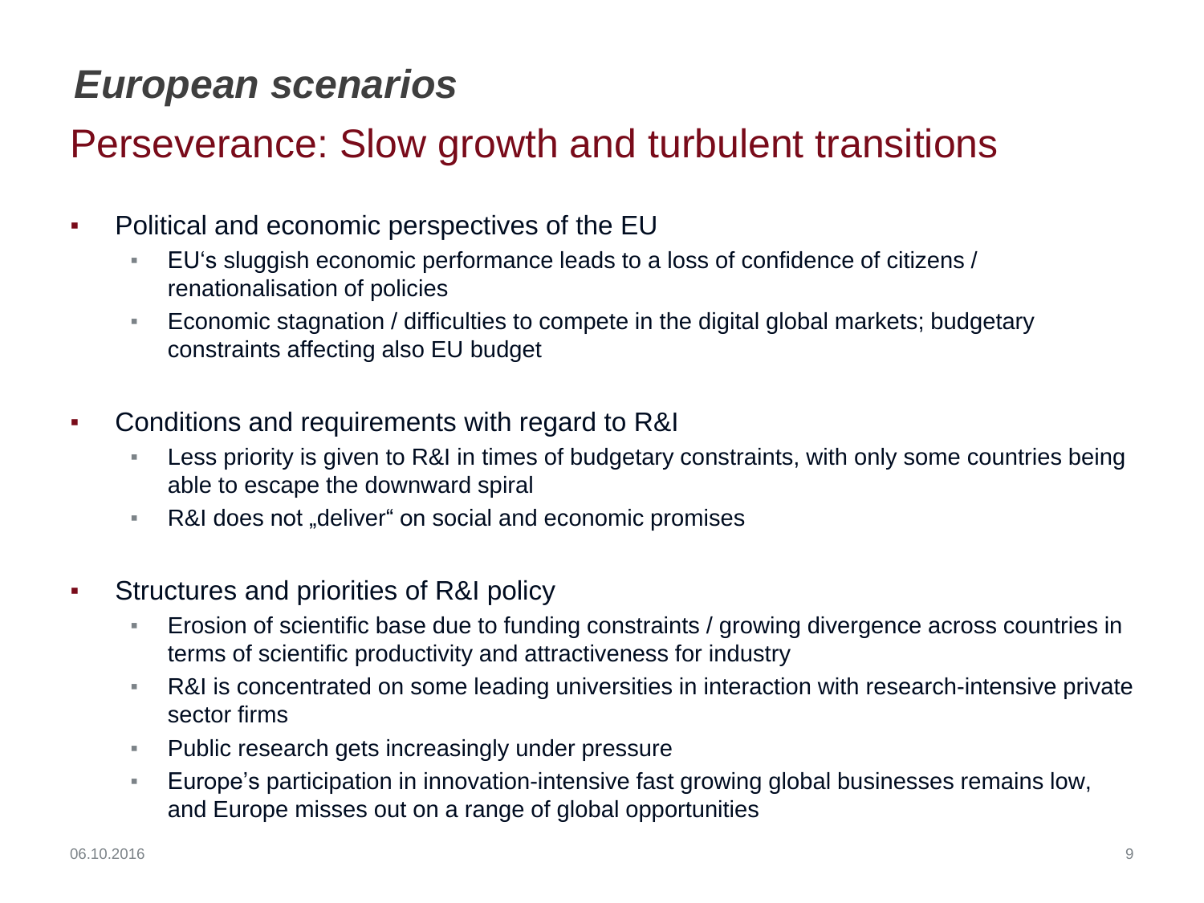# *European scenarios*

## Perseverance: Slow growth and turbulent transitions

- Political and economic perspectives of the EU
  - EU's sluggish economic performance leads to a loss of confidence of citizens / renationalisation of policies
  - Economic stagnation / difficulties to compete in the digital global markets; budgetary constraints affecting also EU budget
- Conditions and requirements with regard to R&I
  - Less priority is given to R&I in times of budgetary constraints, with only some countries being able to escape the downward spiral
  - R&I does not „deliver" on social and economic promises
- Structures and priorities of R&I policy
  - Erosion of scientific base due to funding constraints / growing divergence across countries in terms of scientific productivity and attractiveness for industry
  - R&I is concentrated on some leading universities in interaction with research-intensive private sector firms
  - Public research gets increasingly under pressure
  - Europe's participation in innovation-intensive fast growing global businesses remains low, and Europe misses out on a range of global opportunities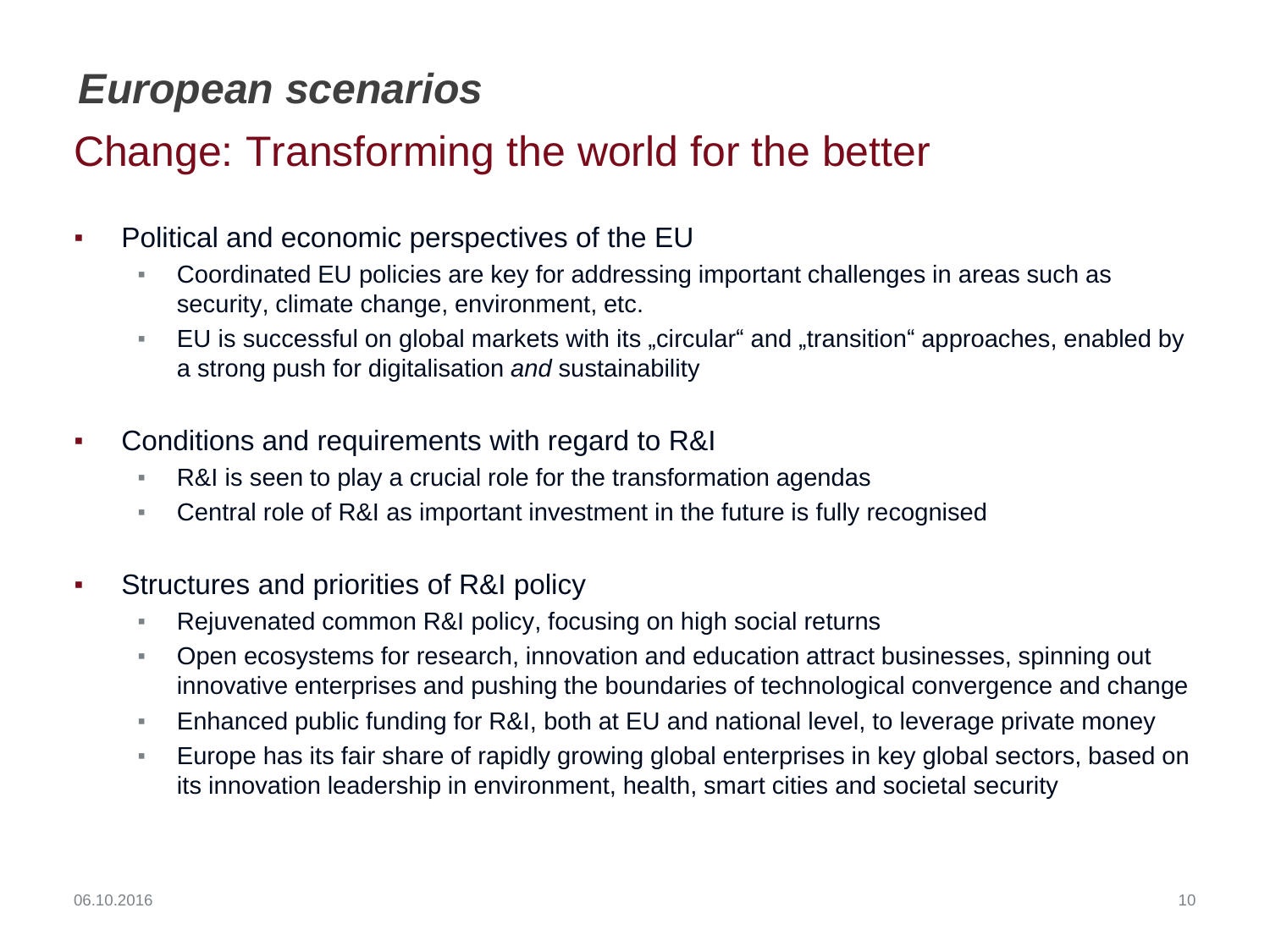# *European scenarios*

## Change: Transforming the world for the better

- Political and economic perspectives of the EU
  - Coordinated EU policies are key for addressing important challenges in areas such as security, climate change, environment, etc.
  - EU is successful on global markets with its „circular" and „transition" approaches, enabled by a strong push for digitalisation *and* sustainability
- Conditions and requirements with regard to R&I
  - R&I is seen to play a crucial role for the transformation agendas
  - Central role of R&I as important investment in the future is fully recognised
- Structures and priorities of R&I policy
  - Rejuvenated common R&I policy, focusing on high social returns
  - Open ecosystems for research, innovation and education attract businesses, spinning out innovative enterprises and pushing the boundaries of technological convergence and change
  - Enhanced public funding for R&I, both at EU and national level, to leverage private money
  - Europe has its fair share of rapidly growing global enterprises in key global sectors, based on its innovation leadership in environment, health, smart cities and societal security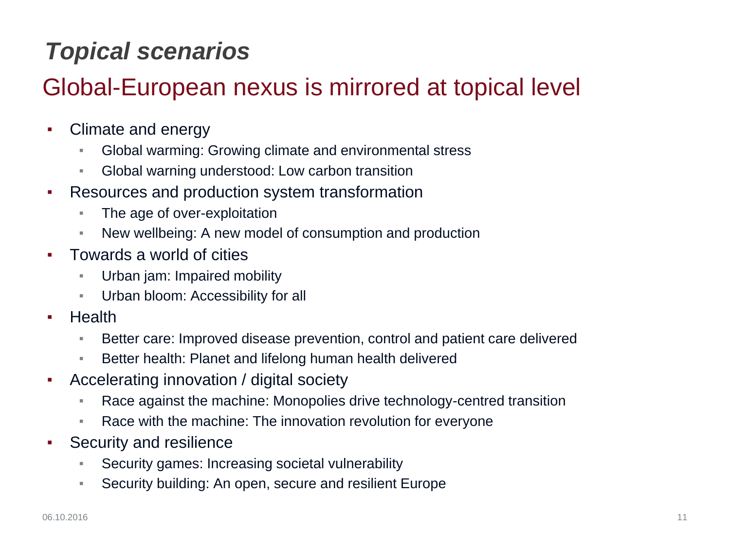# *Topical scenarios*

## Global-European nexus is mirrored at topical level

- Climate and energy
  - Global warming: Growing climate and environmental stress
  - Global warning understood: Low carbon transition
- Resources and production system transformation
  - The age of over-exploitation
  - New wellbeing: A new model of consumption and production
- Towards a world of cities
  - Urban jam: Impaired mobility
  - Urban bloom: Accessibility for all
- Health
  - Better care: Improved disease prevention, control and patient care delivered
  - Better health: Planet and lifelong human health delivered
- Accelerating innovation / digital society
  - Race against the machine: Monopolies drive technology-centred transition
  - Race with the machine: The innovation revolution for everyone
- Security and resilience
  - Security games: Increasing societal vulnerability
  - Security building: An open, secure and resilient Europe

06.10.2016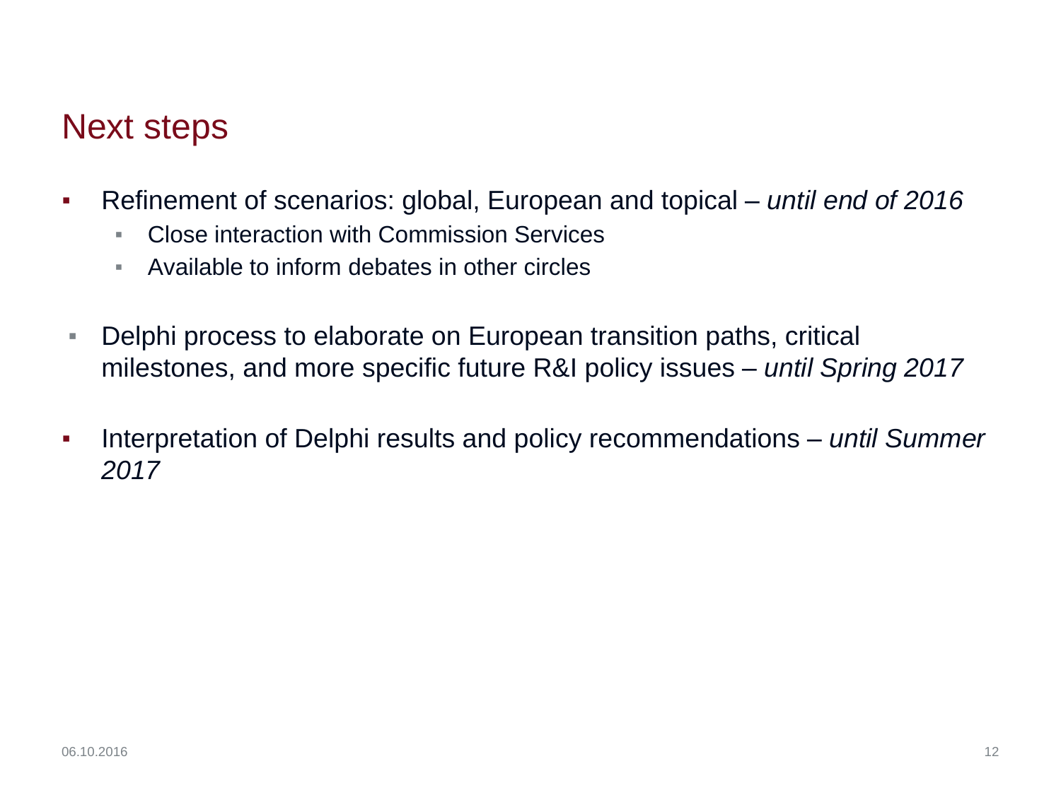# Next steps

- Refinement of scenarios: global, European and topical – *until end of 2016*
  - Close interaction with Commission Services
  - Available to inform debates in other circles
- Delphi process to elaborate on European transition paths, critical milestones, and more specific future R&I policy issues – *until Spring 2017*
- Interpretation of Delphi results and policy recommendations – *until Summer 2017*